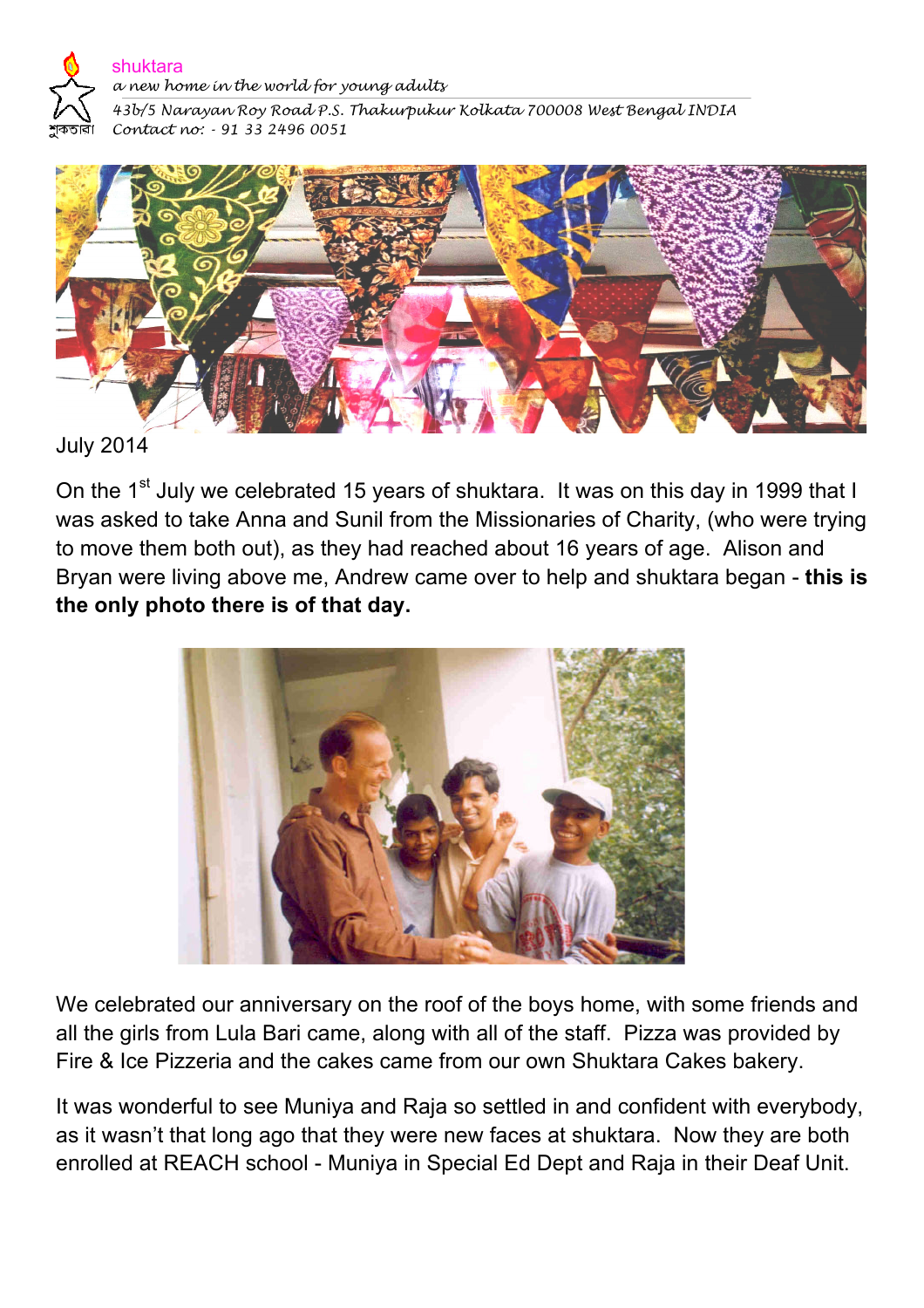shuktara

*a new home in the world for young adults*

*43b/5 Narayan Roy Road P.S. Thakurpukur Kolkata 700008 West Bengal INDIA*

*Contact no: - 91 33 2496 0051*

July 2014

On the 1st July we celebrated 15 years of shuktara. It was on this day in 1999 that I was asked to take Anna and Sunil from the Missionaries of Charity, (who were trying to move them both out), as they had reached about 16 years of age. Alison and Bryan were living above me, Andrew came over to help and shuktara began - **this is the only photo there is of that day.**

We celebrated our anniversary on the roof of the boys home, with some friends and all the girls from Lula Bari came, along with all of the staff. Pizza was provided by Fire & Ice Pizzeria and the cakes came from our own Shuktara Cakes bakery.

It was wonderful to see Muniya and Raja so settled in and confident with everybody, as it wasn't that long ago that they were new faces at shuktara. Now they are both enrolled at REACH school - Muniya in Special Ed Dept and Raja in their Deaf Unit.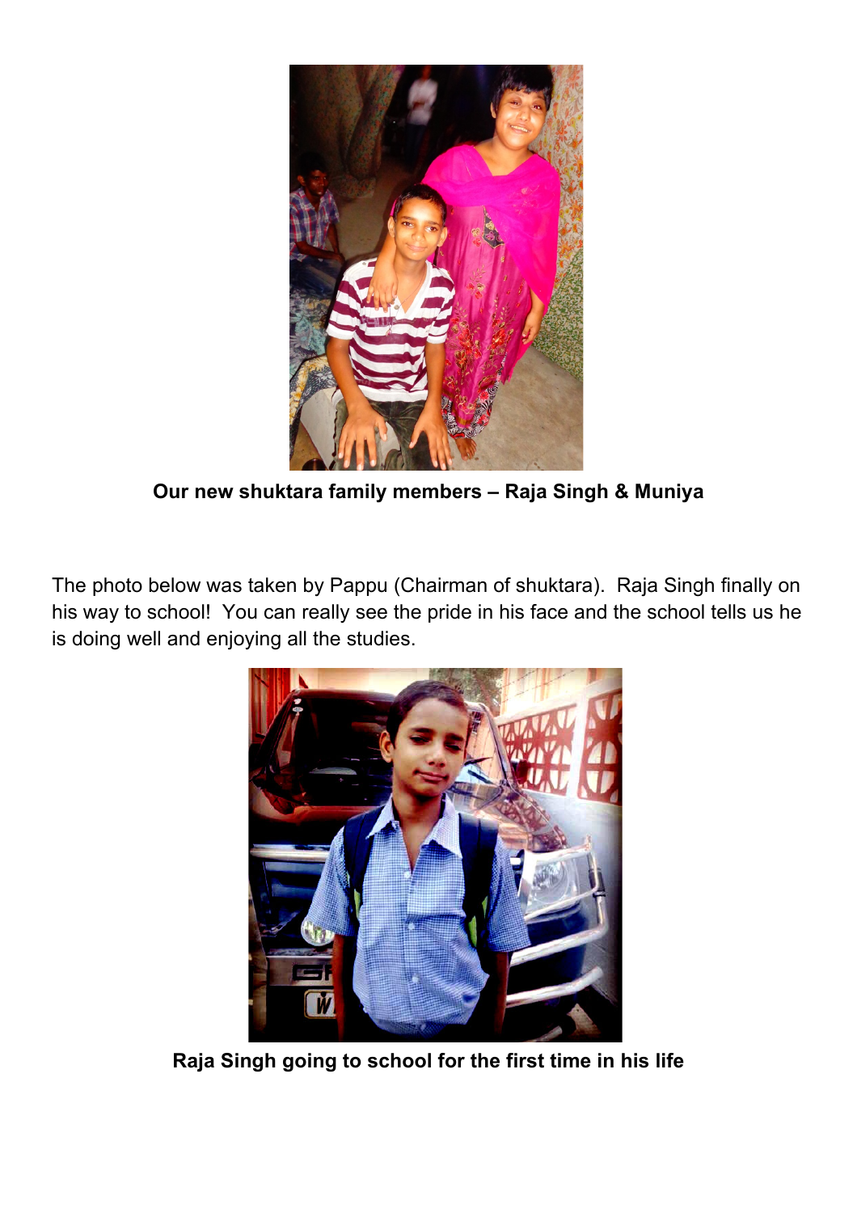**Our new shuktara family members – Raja Singh & Muniya**

The photo below was taken by Pappu (Chairman of shuktara). Raja Singh finally on his way to school! You can really see the pride in his face and the school tells us he is doing well and enjoying all the studies.

**Raja Singh going to school for the first time in his life**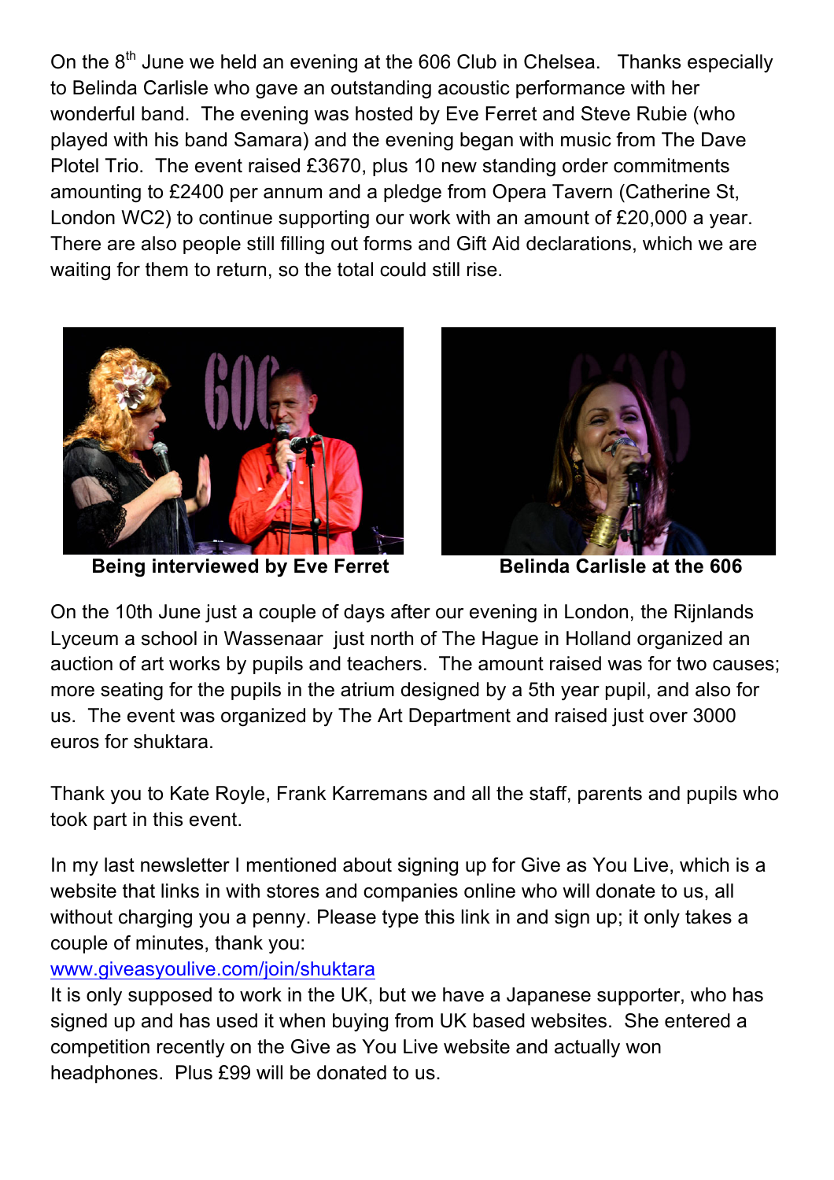On the 8th June we held an evening at the 606 Club in Chelsea. Thanks especially to Belinda Carlisle who gave an outstanding acoustic performance with her wonderful band. The evening was hosted by Eve Ferret and Steve Rubie (who played with his band Samara) and the evening began with music from The Dave Plotel Trio. The event raised £3670, plus 10 new standing order commitments amounting to £2400 per annum and a pledge from Opera Tavern (Catherine St, London WC2) to continue supporting our work with an amount of £20,000 a year. There are also people still filling out forms and Gift Aid declarations, which we are waiting for them to return, so the total could still rise.

**Being interviewed by Eve Ferret**

**Belinda Carlisle at the 606**

On the 10th June just a couple of days after our evening in London, the Rijnlands Lyceum a school in Wassenaar just north of The Hague in Holland organized an auction of art works by pupils and teachers. The amount raised was for two causes; more seating for the pupils in the atrium designed by a 5th year pupil, and also for us. The event was organized by The Art Department and raised just over 3000 euros for shuktara.

Thank you to Kate Royle, Frank Karremans and all the staff, parents and pupils who took part in this event.

In my last newsletter I mentioned about signing up for Give as You Live, which is a website that links in with stores and companies online who will donate to us, all without charging you a penny. Please type this link in and sign up; it only takes a couple of minutes, thank you:
[www.giveasyoulive.com/join/shuktara](www.giveasyoulive.com/join/shuktara)
It is only supposed to work in the UK, but we have a Japanese supporter, who has signed up and has used it when buying from UK based websites. She entered a competition recently on the Give as You Live website and actually won headphones. Plus £99 will be donated to us.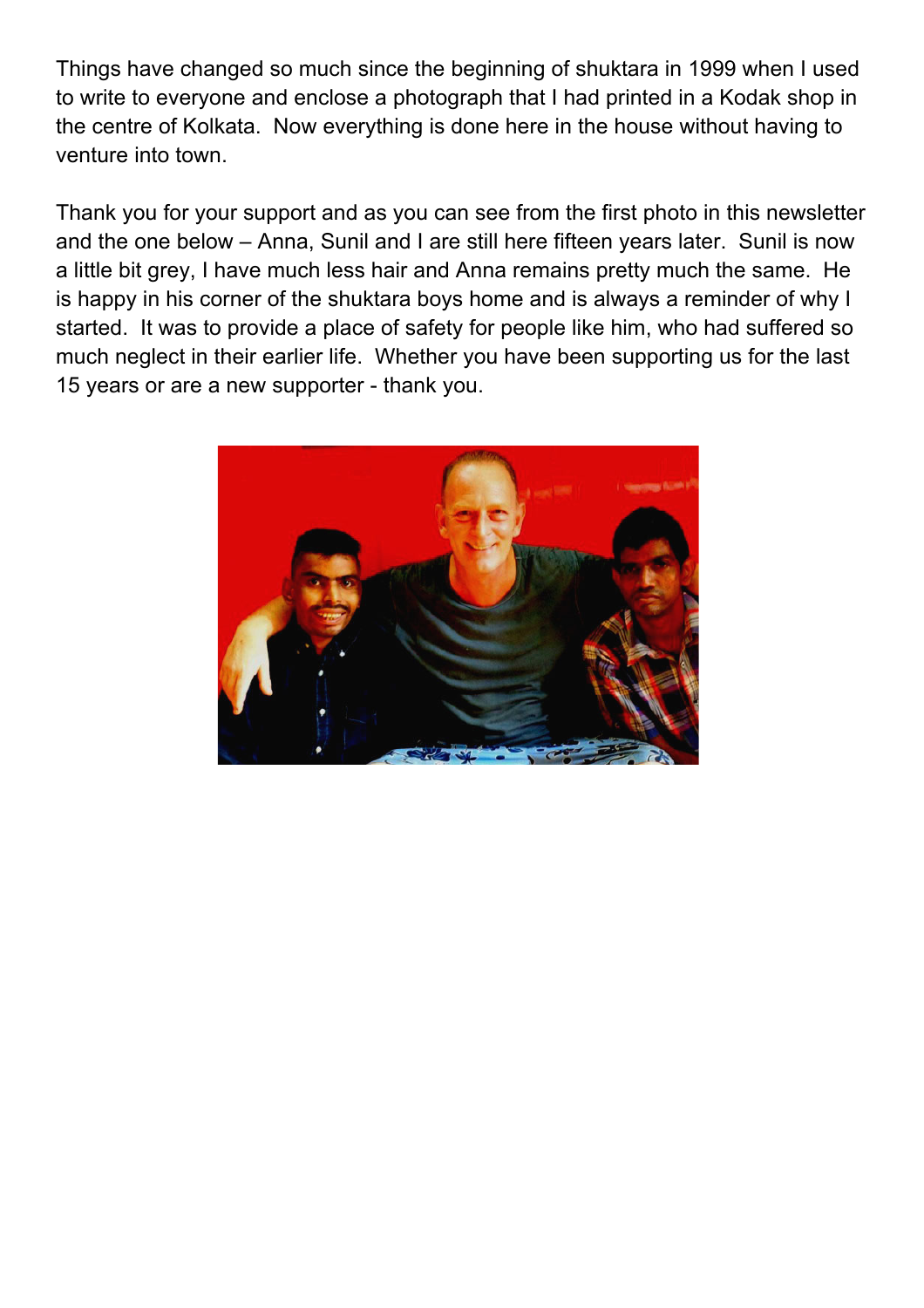Things have changed so much since the beginning of shuktara in 1999 when I used to write to everyone and enclose a photograph that I had printed in a Kodak shop in the centre of Kolkata. Now everything is done here in the house without having to venture into town.

Thank you for your support and as you can see from the first photo in this newsletter and the one below – Anna, Sunil and I are still here fifteen years later. Sunil is now a little bit grey, I have much less hair and Anna remains pretty much the same. He is happy in his corner of the shuktara boys home and is always a reminder of why I started. It was to provide a place of safety for people like him, who had suffered so much neglect in their earlier life. Whether you have been supporting us for the last 15 years or are a new supporter - thank you.